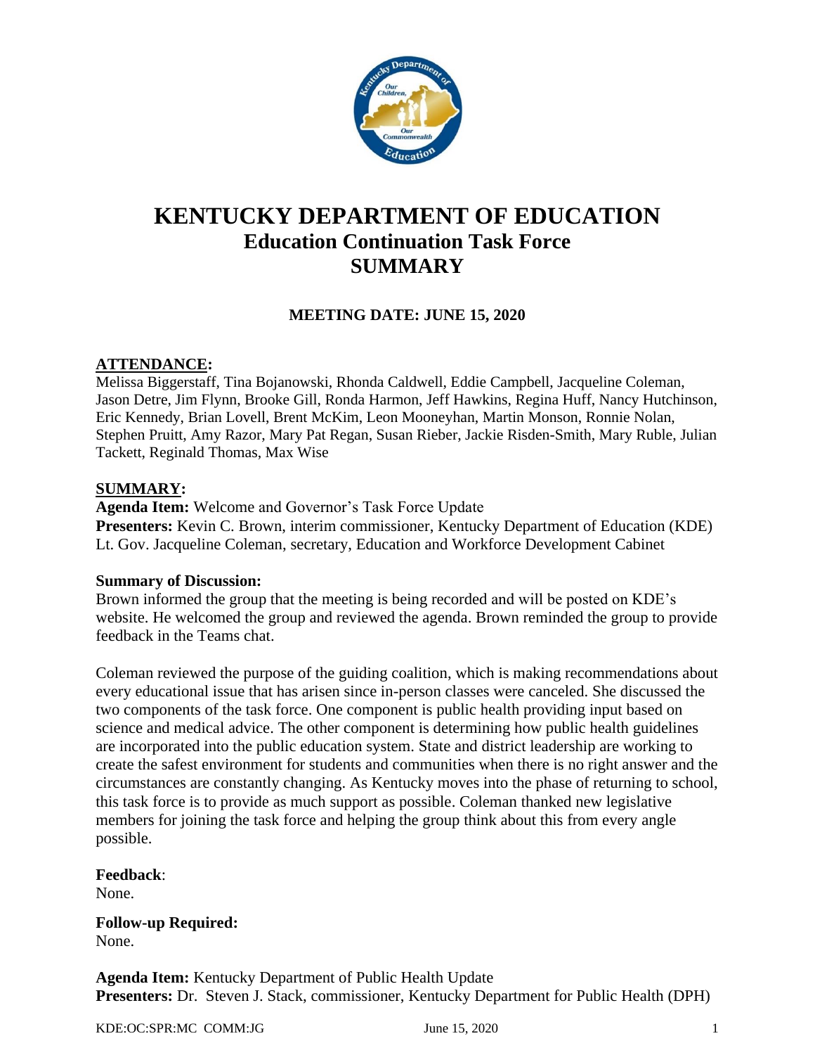# KENTUCKY DEPARTMENT OF EDUCATION
## Education Continuation Task Force
## SUMMARY

**MEETING DATE: JUNE 15, 2020**

**ATTENDANCE:**

Melissa Biggerstaff, Tina Bojanowski, Rhonda Caldwell, Eddie Campbell, Jacqueline Coleman, Jason Detre, Jim Flynn, Brooke Gill, Ronda Harmon, Jeff Hawkins, Regina Huff, Nancy Hutchinson, Eric Kennedy, Brian Lovell, Brent McKim, Leon Mooneyhan, Martin Monson, Ronnie Nolan, Stephen Pruitt, Amy Razor, Mary Pat Regan, Susan Rieber, Jackie Risden-Smith, Mary Ruble, Julian Tackett, Reginald Thomas, Max Wise

**SUMMARY:**

**Agenda Item:** Welcome and Governor's Task Force Update
**Presenters:** Kevin C. Brown, interim commissioner, Kentucky Department of Education (KDE)
Lt. Gov. Jacqueline Coleman, secretary, Education and Workforce Development Cabinet

**Summary of Discussion:**

Brown informed the group that the meeting is being recorded and will be posted on KDE's website. He welcomed the group and reviewed the agenda. Brown reminded the group to provide feedback in the Teams chat.

Coleman reviewed the purpose of the guiding coalition, which is making recommendations about every educational issue that has arisen since in-person classes were canceled. She discussed the two components of the task force. One component is public health providing input based on science and medical advice. The other component is determining how public health guidelines are incorporated into the public education system. State and district leadership are working to create the safest environment for students and communities when there is no right answer and the circumstances are constantly changing. As Kentucky moves into the phase of returning to school, this task force is to provide as much support as possible. Coleman thanked new legislative members for joining the task force and helping the group think about this from every angle possible.

**Feedback**:
None.

**Follow-up Required:**
None.

**Agenda Item:** Kentucky Department of Public Health Update
**Presenters:** Dr. Steven J. Stack, commissioner, Kentucky Department for Public Health (DPH)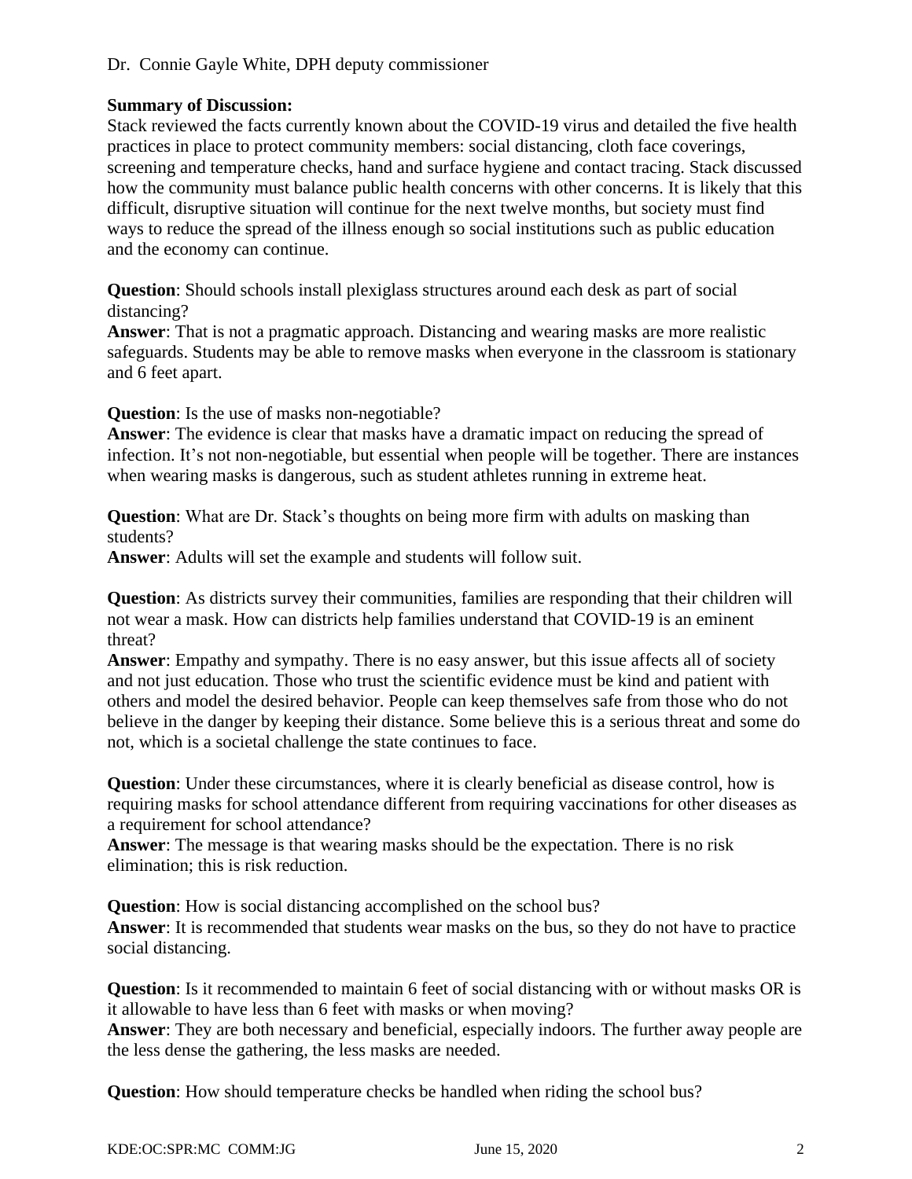Dr. Connie Gayle White, DPH deputy commissioner

**Summary of Discussion:**
Stack reviewed the facts currently known about the COVID-19 virus and detailed the five health practices in place to protect community members: social distancing, cloth face coverings, screening and temperature checks, hand and surface hygiene and contact tracing. Stack discussed how the community must balance public health concerns with other concerns. It is likely that this difficult, disruptive situation will continue for the next twelve months, but society must find ways to reduce the spread of the illness enough so social institutions such as public education and the economy can continue.

**Question**: Should schools install plexiglass structures around each desk as part of social distancing?
**Answer**: That is not a pragmatic approach. Distancing and wearing masks are more realistic safeguards. Students may be able to remove masks when everyone in the classroom is stationary and 6 feet apart.

**Question**: Is the use of masks non-negotiable?
**Answer**: The evidence is clear that masks have a dramatic impact on reducing the spread of infection. It's not non-negotiable, but essential when people will be together. There are instances when wearing masks is dangerous, such as student athletes running in extreme heat.

**Question**: What are Dr. Stack's thoughts on being more firm with adults on masking than students?
**Answer**: Adults will set the example and students will follow suit.

**Question**: As districts survey their communities, families are responding that their children will not wear a mask. How can districts help families understand that COVID-19 is an eminent threat?
**Answer**: Empathy and sympathy. There is no easy answer, but this issue affects all of society and not just education. Those who trust the scientific evidence must be kind and patient with others and model the desired behavior. People can keep themselves safe from those who do not believe in the danger by keeping their distance. Some believe this is a serious threat and some do not, which is a societal challenge the state continues to face.

**Question**: Under these circumstances, where it is clearly beneficial as disease control, how is requiring masks for school attendance different from requiring vaccinations for other diseases as a requirement for school attendance?
**Answer**: The message is that wearing masks should be the expectation. There is no risk elimination; this is risk reduction.

**Question**: How is social distancing accomplished on the school bus?
**Answer**: It is recommended that students wear masks on the bus, so they do not have to practice social distancing.

**Question**: Is it recommended to maintain 6 feet of social distancing with or without masks OR is it allowable to have less than 6 feet with masks or when moving?
**Answer**: They are both necessary and beneficial, especially indoors. The further away people are the less dense the gathering, the less masks are needed.

**Question**: How should temperature checks be handled when riding the school bus?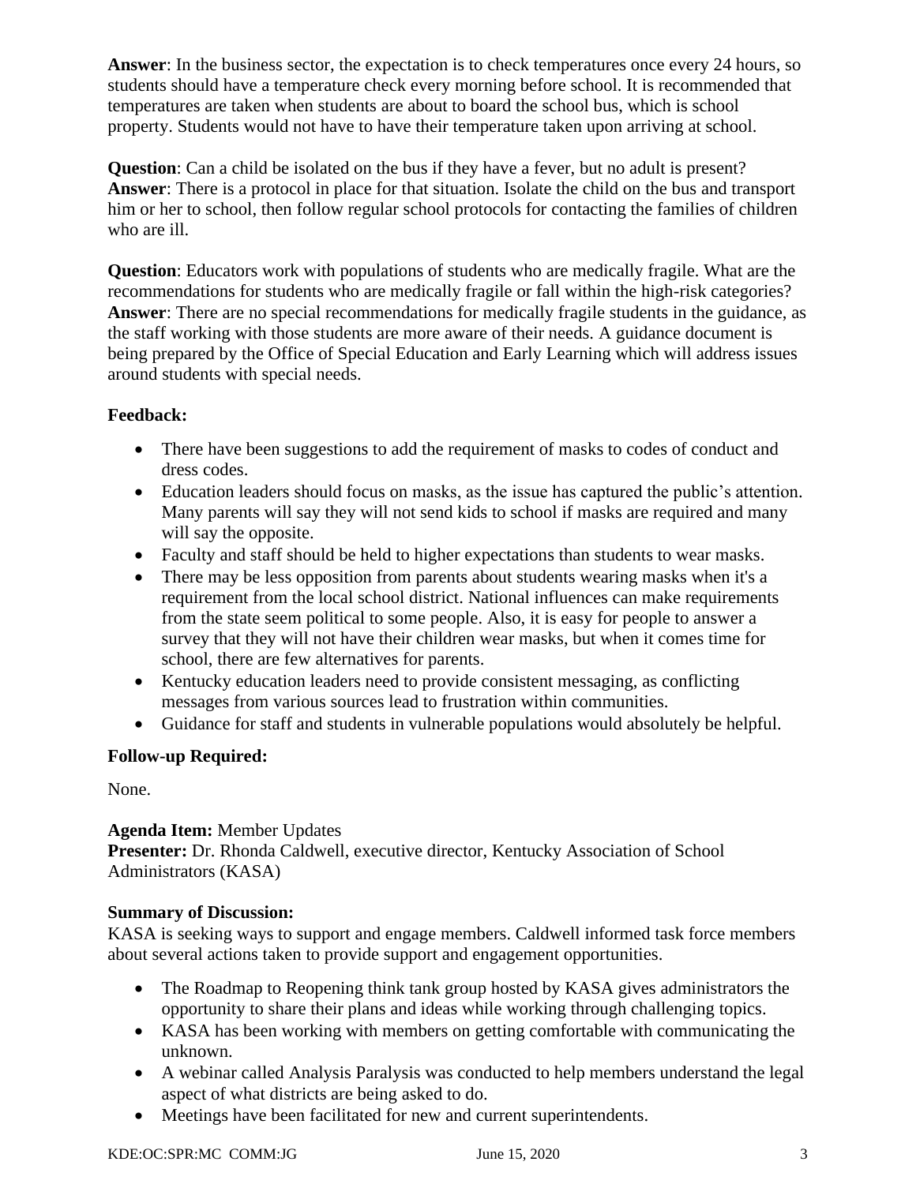**Answer**: In the business sector, the expectation is to check temperatures once every 24 hours, so students should have a temperature check every morning before school. It is recommended that temperatures are taken when students are about to board the school bus, which is school property. Students would not have to have their temperature taken upon arriving at school.

**Question**: Can a child be isolated on the bus if they have a fever, but no adult is present?
**Answer**: There is a protocol in place for that situation. Isolate the child on the bus and transport him or her to school, then follow regular school protocols for contacting the families of children who are ill.

**Question**: Educators work with populations of students who are medically fragile. What are the recommendations for students who are medically fragile or fall within the high-risk categories?
**Answer**: There are no special recommendations for medically fragile students in the guidance, as the staff working with those students are more aware of their needs. A guidance document is being prepared by the Office of Special Education and Early Learning which will address issues around students with special needs.

**Feedback:**

- There have been suggestions to add the requirement of masks to codes of conduct and dress codes.
- Education leaders should focus on masks, as the issue has captured the public's attention. Many parents will say they will not send kids to school if masks are required and many will say the opposite.
- Faculty and staff should be held to higher expectations than students to wear masks.
- There may be less opposition from parents about students wearing masks when it's a requirement from the local school district. National influences can make requirements from the state seem political to some people. Also, it is easy for people to answer a survey that they will not have their children wear masks, but when it comes time for school, there are few alternatives for parents.
- Kentucky education leaders need to provide consistent messaging, as conflicting messages from various sources lead to frustration within communities.
- Guidance for staff and students in vulnerable populations would absolutely be helpful.

**Follow-up Required:**

None.

**Agenda Item:** Member Updates
**Presenter:** Dr. Rhonda Caldwell, executive director, Kentucky Association of School Administrators (KASA)

**Summary of Discussion:**
KASA is seeking ways to support and engage members. Caldwell informed task force members about several actions taken to provide support and engagement opportunities.

- The Roadmap to Reopening think tank group hosted by KASA gives administrators the opportunity to share their plans and ideas while working through challenging topics.
- KASA has been working with members on getting comfortable with communicating the unknown.
- A webinar called Analysis Paralysis was conducted to help members understand the legal aspect of what districts are being asked to do.
- Meetings have been facilitated for new and current superintendents.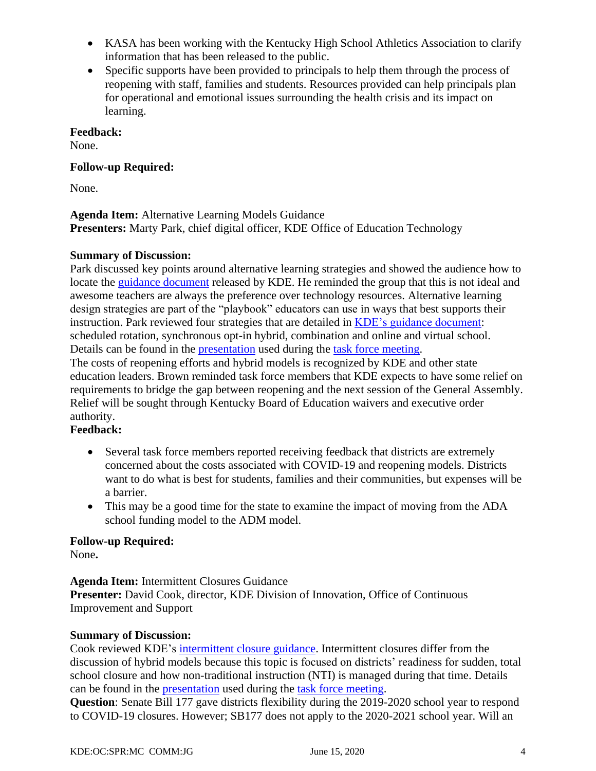- KASA has been working with the Kentucky High School Athletics Association to clarify information that has been released to the public.
- Specific supports have been provided to principals to help them through the process of reopening with staff, families and students. Resources provided can help principals plan for operational and emotional issues surrounding the health crisis and its impact on learning.

**Feedback:**
None.

**Follow-up Required:**

None.

**Agenda Item:** Alternative Learning Models Guidance
**Presenters:** Marty Park, chief digital officer, KDE Office of Education Technology

**Summary of Discussion:**
Park discussed key points around alternative learning strategies and showed the audience how to locate the guidance document released by KDE. He reminded the group that this is not ideal and awesome teachers are always the preference over technology resources. Alternative learning design strategies are part of the "playbook" educators can use in ways that best supports their instruction. Park reviewed four strategies that are detailed in KDE's guidance document: scheduled rotation, synchronous opt-in hybrid, combination and online and virtual school. Details can be found in the presentation used during the task force meeting.
The costs of reopening efforts and hybrid models is recognized by KDE and other state education leaders. Brown reminded task force members that KDE expects to have some relief on requirements to bridge the gap between reopening and the next session of the General Assembly. Relief will be sought through Kentucky Board of Education waivers and executive order authority.

**Feedback:**

- Several task force members reported receiving feedback that districts are extremely concerned about the costs associated with COVID-19 and reopening models. Districts want to do what is best for students, families and their communities, but expenses will be a barrier.
- This may be a good time for the state to examine the impact of moving from the ADA school funding model to the ADM model.

**Follow-up Required:**
None.

**Agenda Item:** Intermittent Closures Guidance
**Presenter:** David Cook, director, KDE Division of Innovation, Office of Continuous Improvement and Support

**Summary of Discussion:**
Cook reviewed KDE's intermittent closure guidance. Intermittent closures differ from the discussion of hybrid models because this topic is focused on districts' readiness for sudden, total school closure and how non-traditional instruction (NTI) is managed during that time. Details can be found in the presentation used during the task force meeting.
**Question**: Senate Bill 177 gave districts flexibility during the 2019-2020 school year to respond to COVID-19 closures. However; SB177 does not apply to the 2020-2021 school year. Will an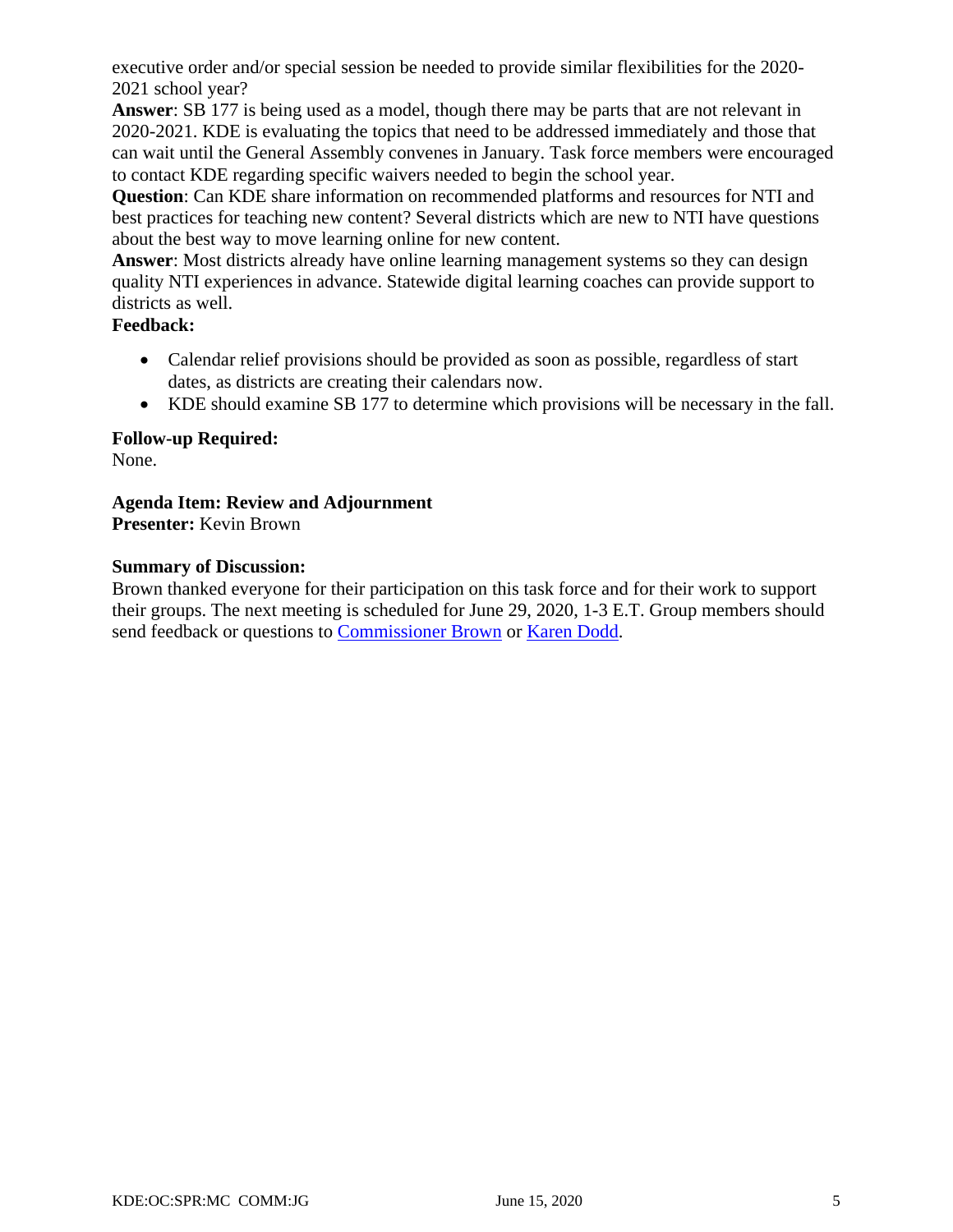executive order and/or special session be needed to provide similar flexibilities for the 2020-2021 school year?

**Answer**: SB 177 is being used as a model, though there may be parts that are not relevant in 2020-2021. KDE is evaluating the topics that need to be addressed immediately and those that can wait until the General Assembly convenes in January. Task force members were encouraged to contact KDE regarding specific waivers needed to begin the school year.

**Question**: Can KDE share information on recommended platforms and resources for NTI and best practices for teaching new content? Several districts which are new to NTI have questions about the best way to move learning online for new content.

**Answer**: Most districts already have online learning management systems so they can design quality NTI experiences in advance. Statewide digital learning coaches can provide support to districts as well.

**Feedback:**

- Calendar relief provisions should be provided as soon as possible, regardless of start dates, as districts are creating their calendars now.
- KDE should examine SB 177 to determine which provisions will be necessary in the fall.

**Follow-up Required:**
None.

**Agenda Item: Review and Adjournment**
**Presenter:** Kevin Brown

**Summary of Discussion:**
Brown thanked everyone for their participation on this task force and for their work to support their groups. The next meeting is scheduled for June 29, 2020, 1-3 E.T. Group members should send feedback or questions to Commissioner Brown or Karen Dodd.